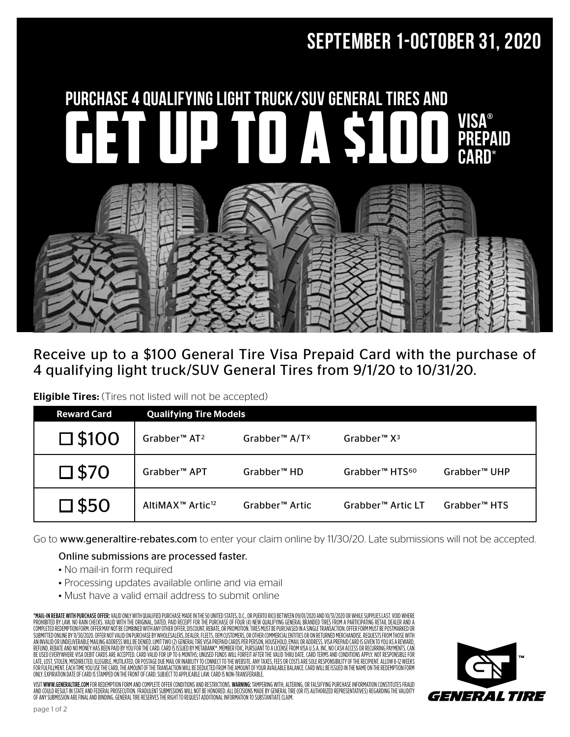# SEPTEMBER 1-OCTOBER 31, 2020

## PURCHASE 4 QUALIFYING LIGHT TRUCK/SUV GENERAL TIRES AND

# GET UP TO A $100 VISA® PREPAID CARD*

Receive up to a $100 General Tire Visa Prepaid Card with the purchase of 4 qualifying light truck/SUV General Tires from 9/1/20 to 10/31/20.

**Eligible Tires:** (Tires not listed will not be accepted)

| Reward Card | Qualifying Tire Models | | | |
|---|---|---|---|---|
| ☐ $100 | Grabber™ AT² | Grabber™ A/TX | Grabber™ X³ | |
| ☐ $70 | Grabber™ APT | Grabber™ HD | Grabber™ HTS60 | Grabber™ UHP |
| ☐ $50 | AltiMAX™ Artic12 | Grabber™ Artic | Grabber™ Artic LT | Grabber™ HTS |

Go to **www.generaltire-rebates.com** to enter your claim online by 11/30/20. Late submissions will not be accepted.

Online submissions are processed faster.

- No mail-in form required
- Processing updates available online and via email
- Must have a valid email address to submit online

**\*MAIL-IN REBATE WITH PURCHASE OFFER:** VALID ONLY WITH QUALIFIED PURCHASE MADE IN THE 50 UNITED STATES, D.C., OR PUERTO RICO BETWEEN 09/01/2020 AND 10/31/2020 OR WHILE SUPPLIES LAST. VOID WHERE PROHIBITED BY LAW. NO RAIN CHECKS. VALID WITH THE ORIGINAL, DATED, PAID RECEIPT FOR THE PURCHASE OF FOUR (4) NEW QUALIFYING GENERAL BRANDED TIRES FROM A PARTICIPATING RETAIL DEALER AND A COMPLETED REDEMPTION FORM. OFFER MAY NOT BE COMBINED WITH ANY OTHER OFFER, DISCOUNT, REBATE, OR PROMOTION. TIRES MUST BE PURCHASED IN A SINGLE TRANSACTION. OFFER FORM MUST BE POSTMARKED OR SUBMITTED ONLINE BY 11/30/2020. OFFER NOT VALID ON PURCHASE BY WHOLESALERS, DEALER, FLEETS, OEM CUSTOMERS, OR OTHER COMMERCIAL ENTITIES OR ON RETURNED MERCHANDISE. REQUESTS FROM THOSE WITH AN INVALID OR UNDELIVERABLE MAILING ADDRESS WILL BE DENIED. LIMIT TWO (2) GENERAL TIRE VISA PREPAID CARDS PER PERSON, HOUSEHOLD, EMAIL OR ADDRESS. VISA PREPAID CARD IS GIVEN TO YOU AS A REWARD, REFUND, REBATE AND NO MONEY HAS BEEN PAID BY YOU FOR THE CARD. CARD IS ISSUED BY METABANK®, MEMBER FDIC, PURSUANT TO A LICENSE FROM VISA U.S.A. INC. NO CASH ACCESS OR RECURRING PAYMENTS. CAN BE USED EVERYWHERE VISA DEBIT CARDS ARE ACCEPTED. CARD VALID FOR UP TO 6 MONTHS; UNUSED FUNDS WILL FORFEIT AFTER THE VALID THRU DATE. CARD TERMS AND CONDITIONS APPLY. NOT RESPONSIBLE FOR LATE, LOST, STOLEN, MISDIRECTED, ILLEGIBLE, MUTILATED, OR POSTAGE DUE MAIL OR INABILITY TO CONNECT TO THE WEBSITE. ANY TAXES, FEES OR COSTS ARE SOLE RESPONSIBILITY OF THE RECIPIENT. ALLOW 8-12 WEEKS FOR FULFILLMENT. EACH TIME YOU USE THE CARD, THE AMOUNT OF THE TRANSACTION WILL BE DEDUCTED FROM THE AMOUNT OF YOUR AVAILABLE BALANCE. CARD WILL BE ISSUED IN THE NAME ON THE REDEMPTION FORM ONLY. EXPIRATION DATE OF CARD IS STAMPED ON THE FRONT OF CARD. SUBJECT TO APPLICABLE LAW. CARD IS NON-TRANSFERABLE.

VISIT **WWW.GENERALTIRE.COM** FOR REDEMPTION FORM AND COMPLETE OFFER CONDITIONS AND RESTRICTIONS. **WARNING:** TAMPERING WITH, ALTERING, OR FALSIFYING PURCHASE INFORMATION CONSTITUTES FRAUD AND COULD RESULT IN STATE AND FEDERAL PROSECUTION. FRAUDULENT SUBMISSIONS WILL NOT BE HONORED. ALL DECISIONS MADE BY GENERAL TIRE (OR ITS AUTHORIZED REPRESENTATIVES) REGARDING THE VALIDITY OF ANY SUBMISSION ARE FINAL AND BINDING. GENERAL TIRE RESERVES THE RIGHT TO REQUEST ADDITIONAL INFORMATION TO SUBSTANTIATE CLAIM.

GENERAL TIRE™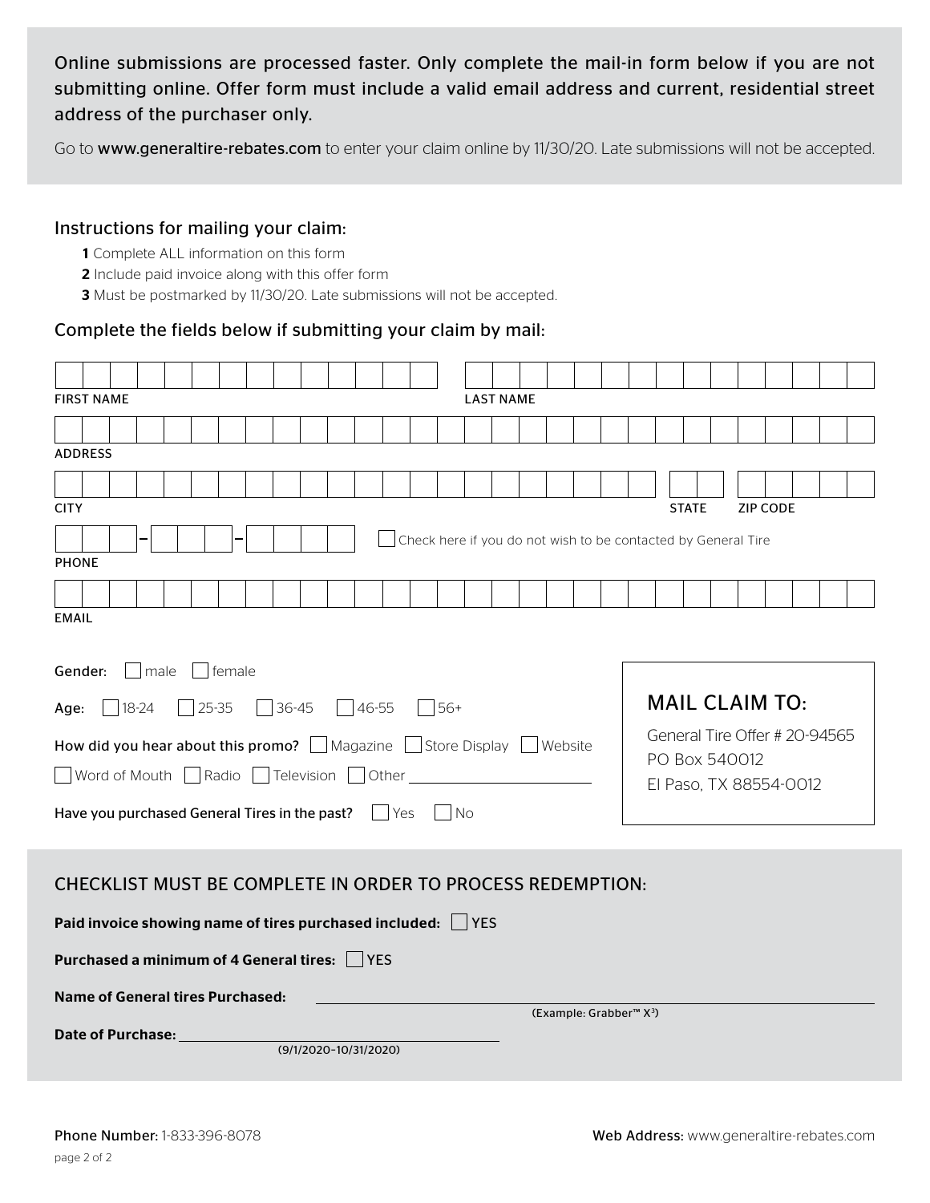Online submissions are processed faster. Only complete the mail-in form below if you are not submitting online. Offer form must include a valid email address and current, residential street address of the purchaser only.

Go to **www.generaltire-rebates.com** to enter your claim online by 11/30/20. Late submissions will not be accepted.

## Instructions for mailing your claim:

**1** Complete ALL information on this form
**2** Include paid invoice along with this offer form
**3** Must be postmarked by 11/30/20. Late submissions will not be accepted.

## Complete the fields below if submitting your claim by mail:

FIRST NAME ______________________ LAST NAME ______________________

ADDRESS ______________________

CITY ______________________ STATE ____ ZIP CODE ______

PHONE ___ – ___ – ____

☐ Check here if you do not wish to be contacted by General Tire

EMAIL ______________________

**Gender:** ☐ male ☐ female

**Age:** ☐ 18-24 ☐ 25-35 ☐ 36-45 ☐ 46-55 ☐ 56+

**How did you hear about this promo?** ☐ Magazine ☐ Store Display ☐ Website ☐ Word of Mouth ☐ Radio ☐ Television ☐ Other ______________

**Have you purchased General Tires in the past?** ☐ Yes ☐ No

## MAIL CLAIM TO:

General Tire Offer # 20-94565
PO Box 540012
El Paso, TX 88554-0012

## CHECKLIST MUST BE COMPLETE IN ORDER TO PROCESS REDEMPTION:

**Paid invoice showing name of tires purchased included:** ☐ YES

**Purchased a minimum of 4 General tires:** ☐ YES

**Name of General tires Purchased:** ______________________
(Example: Grabber™ X[3])

**Date of Purchase:** ______________________
(9/1/2020-10/31/2020)

Phone Number: 1-833-396-8078

Web Address: www.generaltire-rebates.com